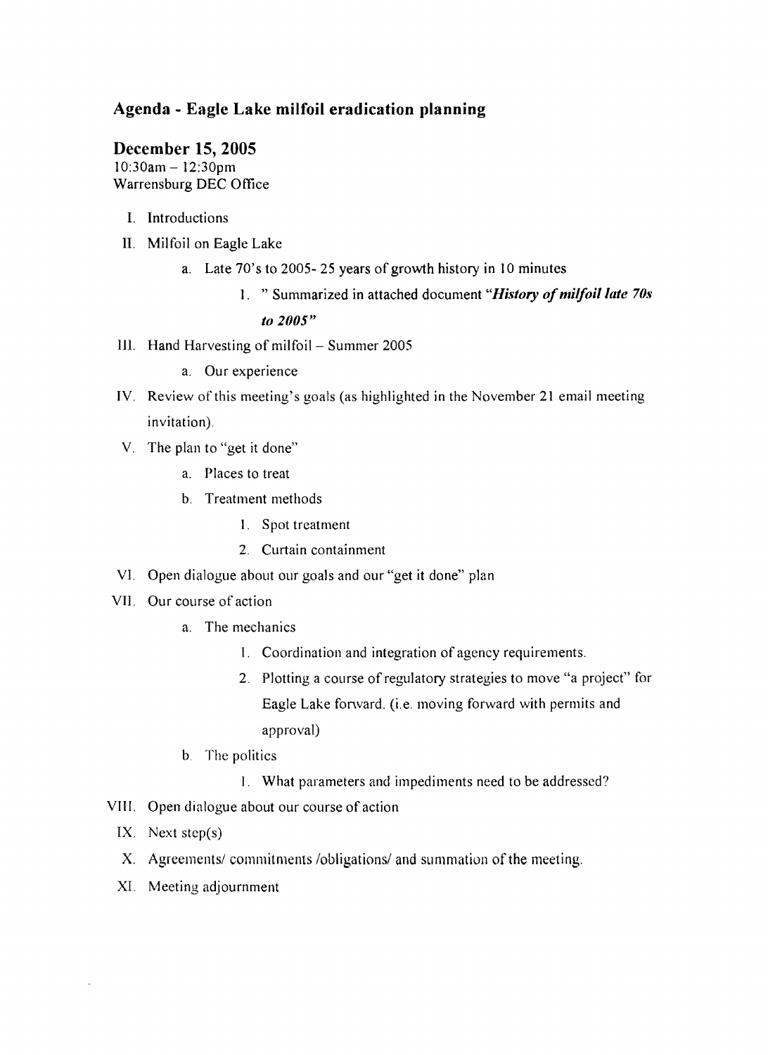## Agenda - Eagle Lake milfoil eradication planning

## December 15, 2005

10:30am – 12:30pm
Warrensburg DEC Office

I. Introductions

II. Milfoil on Eagle Lake

   a. Late 70's to 2005- 25 years of growth history in 10 minutes

      1. " Summarized in attached document "***History of milfoil late 70s to 2005***"

III. Hand Harvesting of milfoil – Summer 2005

   a. Our experience

IV. Review of this meeting's goals (as highlighted in the November 21 email meeting invitation).

V. The plan to "get it done"

   a. Places to treat

   b. Treatment methods

      1. Spot treatment

      2. Curtain containment

VI. Open dialogue about our goals and our "get it done" plan

VII. Our course of action

   a. The mechanics

      1. Coordination and integration of agency requirements.

      2. Plotting a course of regulatory strategies to move "a project" for Eagle Lake forward. (i.e. moving forward with permits and approval)

   b. The politics

      1. What parameters and impediments need to be addressed?

VIII. Open dialogue about our course of action

IX. Next step(s)

X. Agreements/ commitments /obligations/ and summation of the meeting.

XI. Meeting adjournment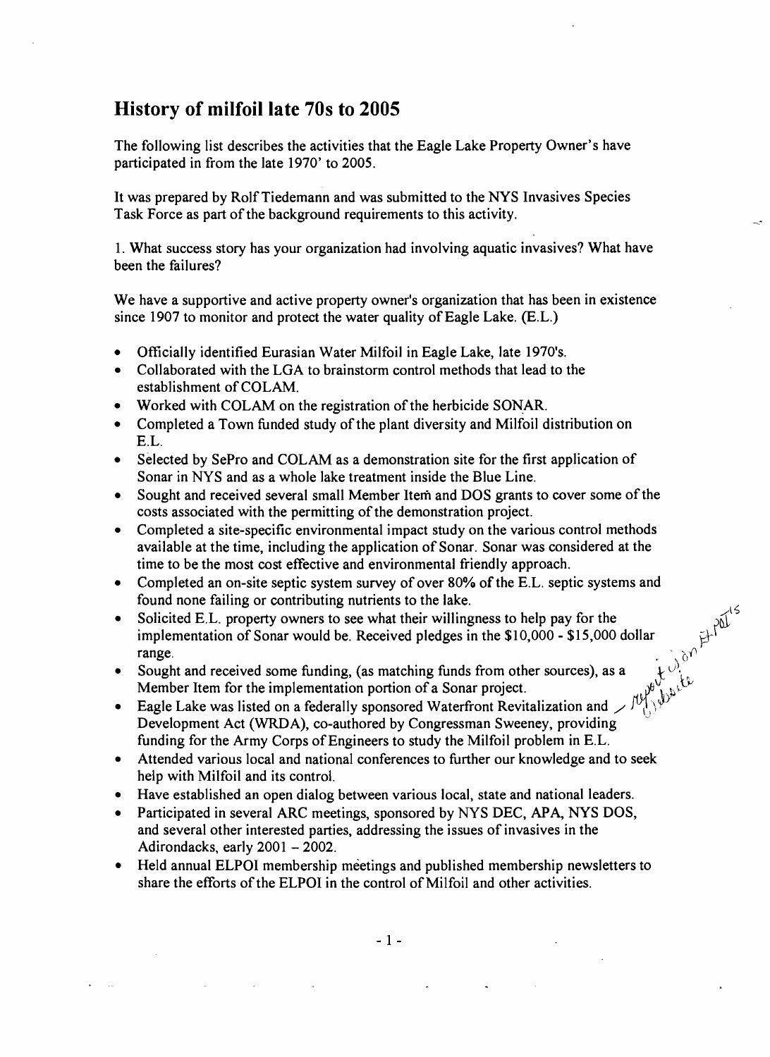## History of milfoil late 70s to 2005

The following list describes the activities that the Eagle Lake Property Owner's have participated in from the late 1970' to 2005.

It was prepared by Rolf Tiedemann and was submitted to the NYS Invasives Species Task Force as part of the background requirements to this activity.

1. What success story has your organization had involving aquatic invasives? What have been the failures?

We have a supportive and active property owner's organization that has been in existence since 1907 to monitor and protect the water quality of Eagle Lake. (E.L.)

- Officially identified Eurasian Water Milfoil in Eagle Lake, late 1970's.
- Collaborated with the LGA to brainstorm control methods that lead to the establishment of COLAM.
- Worked with COLAM on the registration of the herbicide SONAR.
- Completed a Town funded study of the plant diversity and Milfoil distribution on E.L.
- Selected by SePro and COLAM as a demonstration site for the first application of Sonar in NYS and as a whole lake treatment inside the Blue Line.
- Sought and received several small Member Item and DOS grants to cover some of the costs associated with the permitting of the demonstration project.
- Completed a site-specific environmental impact study on the various control methods available at the time, including the application of Sonar. Sonar was considered at the time to be the most cost effective and environmental friendly approach.
- Completed an on-site septic system survey of over 80% of the E.L. septic systems and found none failing or contributing nutrients to the lake.
- Solicited E.L. property owners to see what their willingness to help pay for the implementation of Sonar would be. Received pledges in the $10,000 - $15,000 dollar range.
- Sought and received some funding, (as matching funds from other sources), as a Member Item for the implementation portion of a Sonar project.
- Eagle Lake was listed on a federally sponsored Waterfront Revitalization and Development Act (WRDA), co-authored by Congressman Sweeney, providing funding for the Army Corps of Engineers to study the Milfoil problem in E.L.
- Attended various local and national conferences to further our knowledge and to seek help with Milfoil and its control.
- Have established an open dialog between various local, state and national leaders.
- Participated in several ARC meetings, sponsored by NYS DEC, APA, NYS DOS, and several other interested parties, addressing the issues of invasives in the Adirondacks, early 2001 – 2002.
- Held annual ELPOI membership meetings and published membership newsletters to share the efforts of the ELPOI in the control of Milfoil and other activities.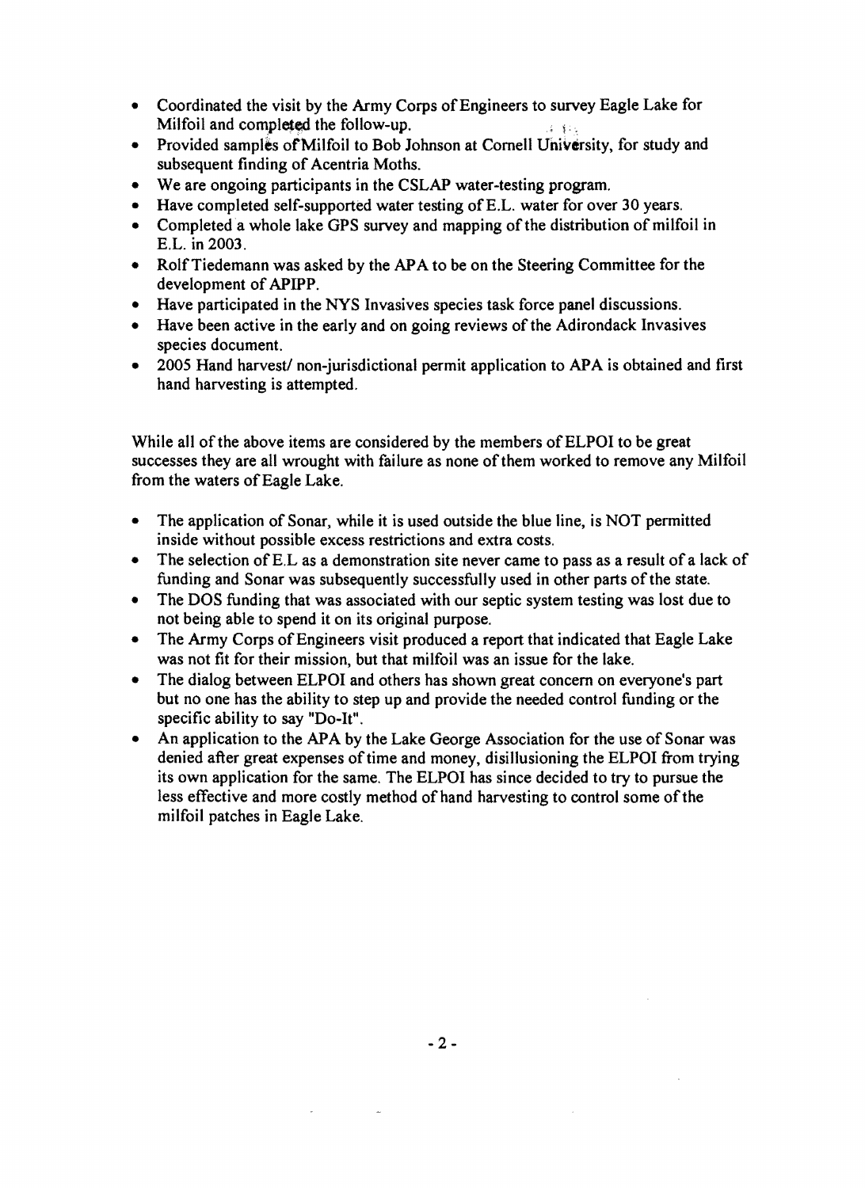- Coordinated the visit by the Army Corps of Engineers to survey Eagle Lake for Milfoil and completed the follow-up.
- Provided samples of Milfoil to Bob Johnson at Cornell University, for study and subsequent finding of Acentria Moths.
- We are ongoing participants in the CSLAP water-testing program.
- Have completed self-supported water testing of E.L. water for over 30 years.
- Completed a whole lake GPS survey and mapping of the distribution of milfoil in E.L. in 2003.
- Rolf Tiedemann was asked by the APA to be on the Steering Committee for the development of APIPP.
- Have participated in the NYS Invasives species task force panel discussions.
- Have been active in the early and on going reviews of the Adirondack Invasives species document.
- 2005 Hand harvest/ non-jurisdictional permit application to APA is obtained and first hand harvesting is attempted.

While all of the above items are considered by the members of ELPOI to be great successes they are all wrought with failure as none of them worked to remove any Milfoil from the waters of Eagle Lake.

- The application of Sonar, while it is used outside the blue line, is NOT permitted inside without possible excess restrictions and extra costs.
- The selection of E.L as a demonstration site never came to pass as a result of a lack of funding and Sonar was subsequently successfully used in other parts of the state.
- The DOS funding that was associated with our septic system testing was lost due to not being able to spend it on its original purpose.
- The Army Corps of Engineers visit produced a report that indicated that Eagle Lake was not fit for their mission, but that milfoil was an issue for the lake.
- The dialog between ELPOI and others has shown great concern on everyone's part but no one has the ability to step up and provide the needed control funding or the specific ability to say "Do-It".
- An application to the APA by the Lake George Association for the use of Sonar was denied after great expenses of time and money, disillusioning the ELPOI from trying its own application for the same. The ELPOI has since decided to try to pursue the less effective and more costly method of hand harvesting to control some of the milfoil patches in Eagle Lake.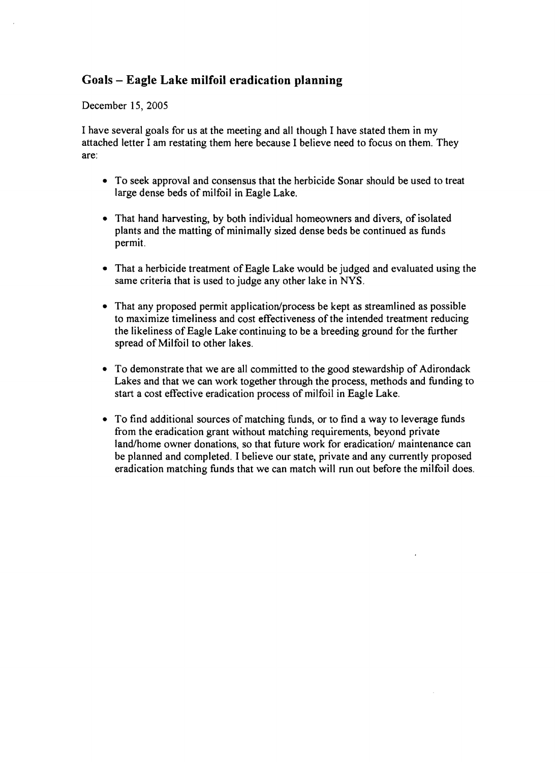## Goals – Eagle Lake milfoil eradication planning

December 15, 2005

I have several goals for us at the meeting and all though I have stated them in my attached letter I am restating them here because I believe need to focus on them. They are:

- To seek approval and consensus that the herbicide Sonar should be used to treat large dense beds of milfoil in Eagle Lake.

- That hand harvesting, by both individual homeowners and divers, of isolated plants and the matting of minimally sized dense beds be continued as funds permit.

- That a herbicide treatment of Eagle Lake would be judged and evaluated using the same criteria that is used to judge any other lake in NYS.

- That any proposed permit application/process be kept as streamlined as possible to maximize timeliness and cost effectiveness of the intended treatment reducing the likeliness of Eagle Lake continuing to be a breeding ground for the further spread of Milfoil to other lakes.

- To demonstrate that we are all committed to the good stewardship of Adirondack Lakes and that we can work together through the process, methods and funding to start a cost effective eradication process of milfoil in Eagle Lake.

- To find additional sources of matching funds, or to find a way to leverage funds from the eradication grant without matching requirements, beyond private land/home owner donations, so that future work for eradication/ maintenance can be planned and completed. I believe our state, private and any currently proposed eradication matching funds that we can match will run out before the milfoil does.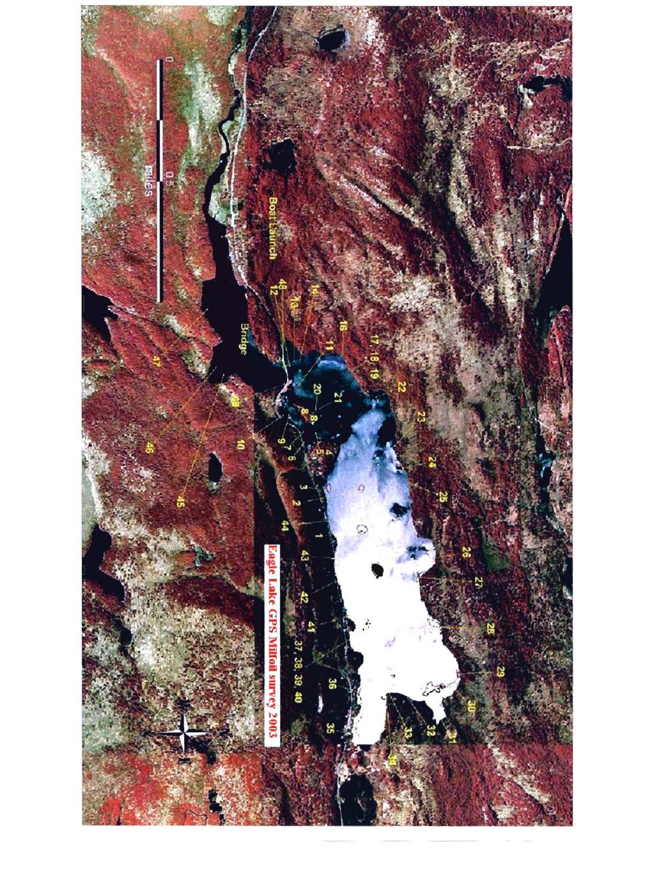Eagle Lake GPS Milfoil survey 2003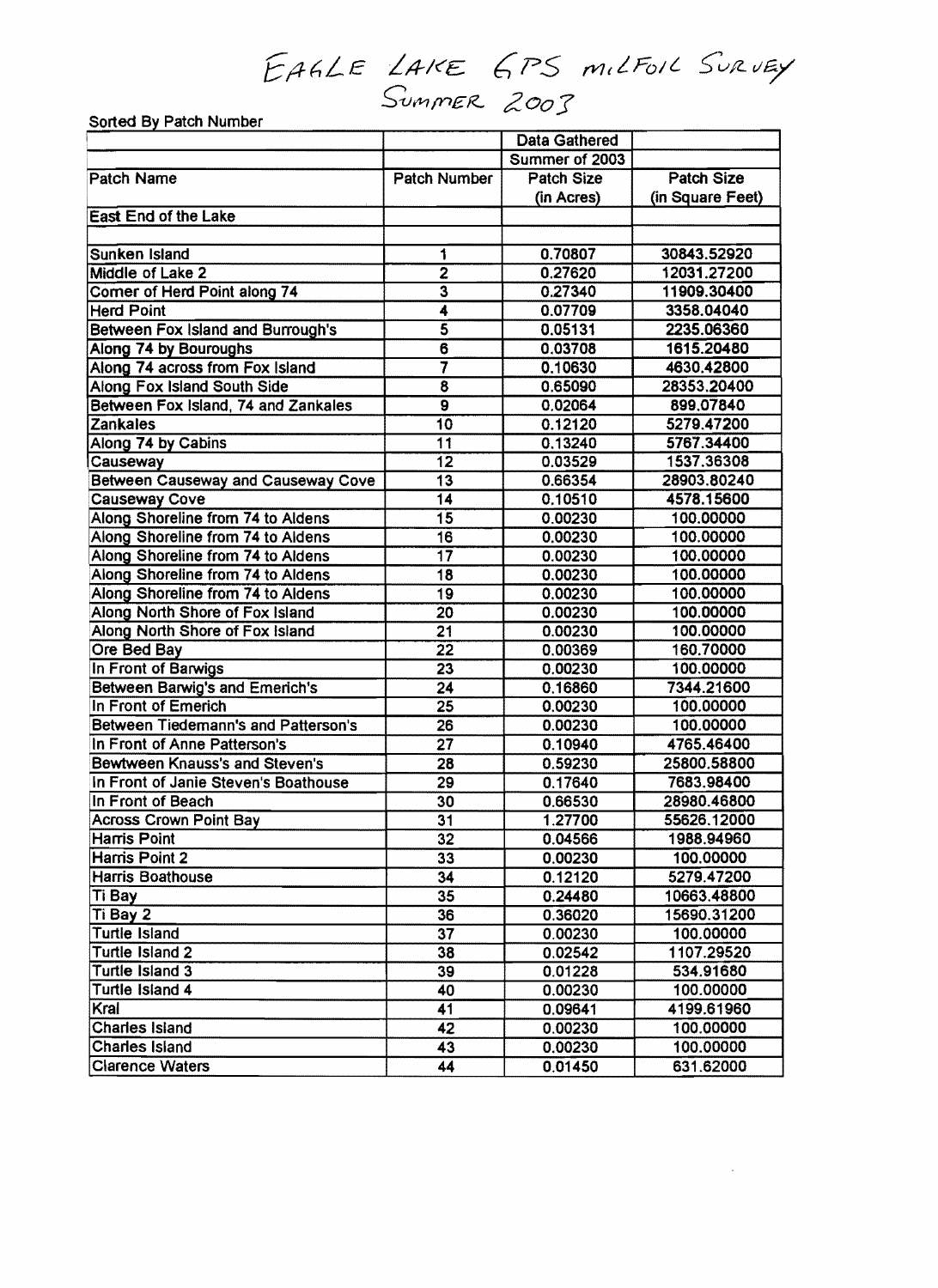# EAGLE LAKE GPS MILFOIL SURVEY
## SUMMER 2003

Sorted By Patch Number

| | | Data Gathered | |
|---|---|---|---|
| | | Summer of 2003 | |
| Patch Name | Patch Number | Patch Size (in Acres) | Patch Size (in Square Feet) |
| East End of the Lake | | | |
| | | | |
| Sunken Island | 1 | 0.70807 | 30843.52920 |
| Middle of Lake 2 | 2 | 0.27620 | 12031.27200 |
| Corner of Herd Point along 74 | 3 | 0.27340 | 11909.30400 |
| Herd Point | 4 | 0.07709 | 3358.04040 |
| Between Fox Island and Burrough's | 5 | 0.05131 | 2235.06360 |
| Along 74 by Bouroughs | 6 | 0.03708 | 1615.20480 |
| Along 74 across from Fox Island | 7 | 0.10630 | 4630.42800 |
| Along Fox Island South Side | 8 | 0.65090 | 28353.20400 |
| Between Fox Island, 74 and Zankales | 9 | 0.02064 | 899.07840 |
| Zankales | 10 | 0.12120 | 5279.47200 |
| Along 74 by Cabins | 11 | 0.13240 | 5767.34400 |
| Causeway | 12 | 0.03529 | 1537.36308 |
| Between Causeway and Causeway Cove | 13 | 0.66354 | 28903.80240 |
| Causeway Cove | 14 | 0.10510 | 4578.15600 |
| Along Shoreline from 74 to Aldens | 15 | 0.00230 | 100.00000 |
| Along Shoreline from 74 to Aldens | 16 | 0.00230 | 100.00000 |
| Along Shoreline from 74 to Aldens | 17 | 0.00230 | 100.00000 |
| Along Shoreline from 74 to Aldens | 18 | 0.00230 | 100.00000 |
| Along Shoreline from 74 to Aldens | 19 | 0.00230 | 100.00000 |
| Along North Shore of Fox Island | 20 | 0.00230 | 100.00000 |
| Along North Shore of Fox Island | 21 | 0.00230 | 100.00000 |
| Ore Bed Bay | 22 | 0.00369 | 160.70000 |
| In Front of Barwigs | 23 | 0.00230 | 100.00000 |
| Between Barwig's and Emerich's | 24 | 0.16860 | 7344.21600 |
| In Front of Emerich | 25 | 0.00230 | 100.00000 |
| Between Tiedemann's and Patterson's | 26 | 0.00230 | 100.00000 |
| In Front of Anne Patterson's | 27 | 0.10940 | 4765.46400 |
| Bewtween Knauss's and Steven's | 28 | 0.59230 | 25800.58800 |
| In Front of Janie Steven's Boathouse | 29 | 0.17640 | 7683.98400 |
| In Front of Beach | 30 | 0.66530 | 28980.46800 |
| Across Crown Point Bay | 31 | 1.27700 | 55626.12000 |
| Harris Point | 32 | 0.04566 | 1988.94960 |
| Harris Point 2 | 33 | 0.00230 | 100.00000 |
| Harris Boathouse | 34 | 0.12120 | 5279.47200 |
| Ti Bay | 35 | 0.24480 | 10663.48800 |
| Ti Bay 2 | 36 | 0.36020 | 15690.31200 |
| Turtle Island | 37 | 0.00230 | 100.00000 |
| Turtle Island 2 | 38 | 0.02542 | 1107.29520 |
| Turtle Island 3 | 39 | 0.01228 | 534.91680 |
| Turtle Island 4 | 40 | 0.00230 | 100.00000 |
| Kral | 41 | 0.09641 | 4199.61960 |
| Charles Island | 42 | 0.00230 | 100.00000 |
| Charles Island | 43 | 0.00230 | 100.00000 |
| Clarence Waters | 44 | 0.01450 | 631.62000 |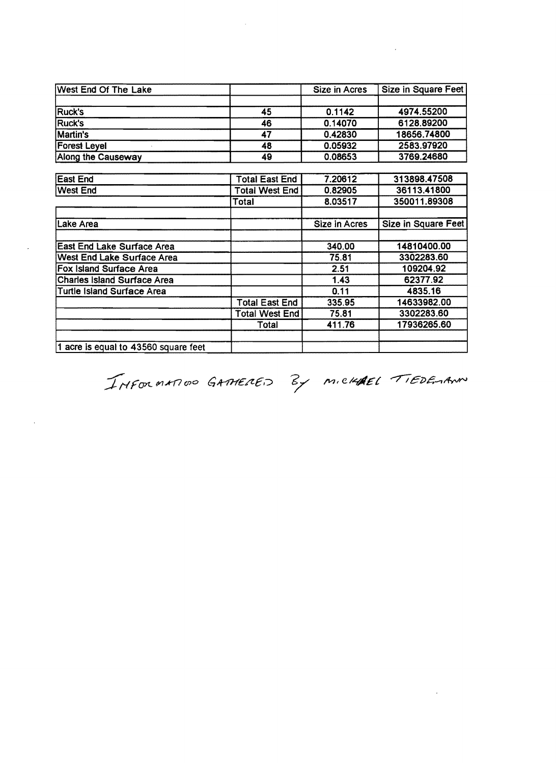| West End Of The Lake | | Size in Acres | Size in Square Feet |
|---|---|---|---|
| | | | |
| Ruck's | 45 | 0.1142 | 4974.55200 |
| Ruck's | 46 | 0.14070 | 6128.89200 |
| Martin's | 47 | 0.42830 | 18656.74800 |
| Forest Leyel | 48 | 0.05932 | 2583.97920 |
| Along the Causeway | 49 | 0.08653 | 3769.24680 |

| | | | |
|---|---|---|---|
| East End | Total East End | 7.20612 | 313898.47508 |
| West End | Total West End | 0.82905 | 36113.41800 |
| | Total | 8.03517 | 350011.89308 |
| | | | |
| Lake Area | | Size in Acres | Size in Square Feet |
| | | | |
| East End Lake Surface Area | | 340.00 | 14810400.00 |
| West End Lake Surface Area | | 75.81 | 3302283.60 |
| Fox Island Surface Area | | 2.51 | 109204.92 |
| Charles Island Surface Area | | 1.43 | 62377.92 |
| Turtle Island Surface Area | | 0.11 | 4835.16 |
| | Total East End | 335.95 | 14633982.00 |
| | Total West End | 75.81 | 3302283.60 |
| | Total | 411.76 | 17936265.60 |
| | | | |
| 1 acre is equal to 43560 square feet | | | |

INFORMATION GATHERED BY MICHAEL TIEDEMANN